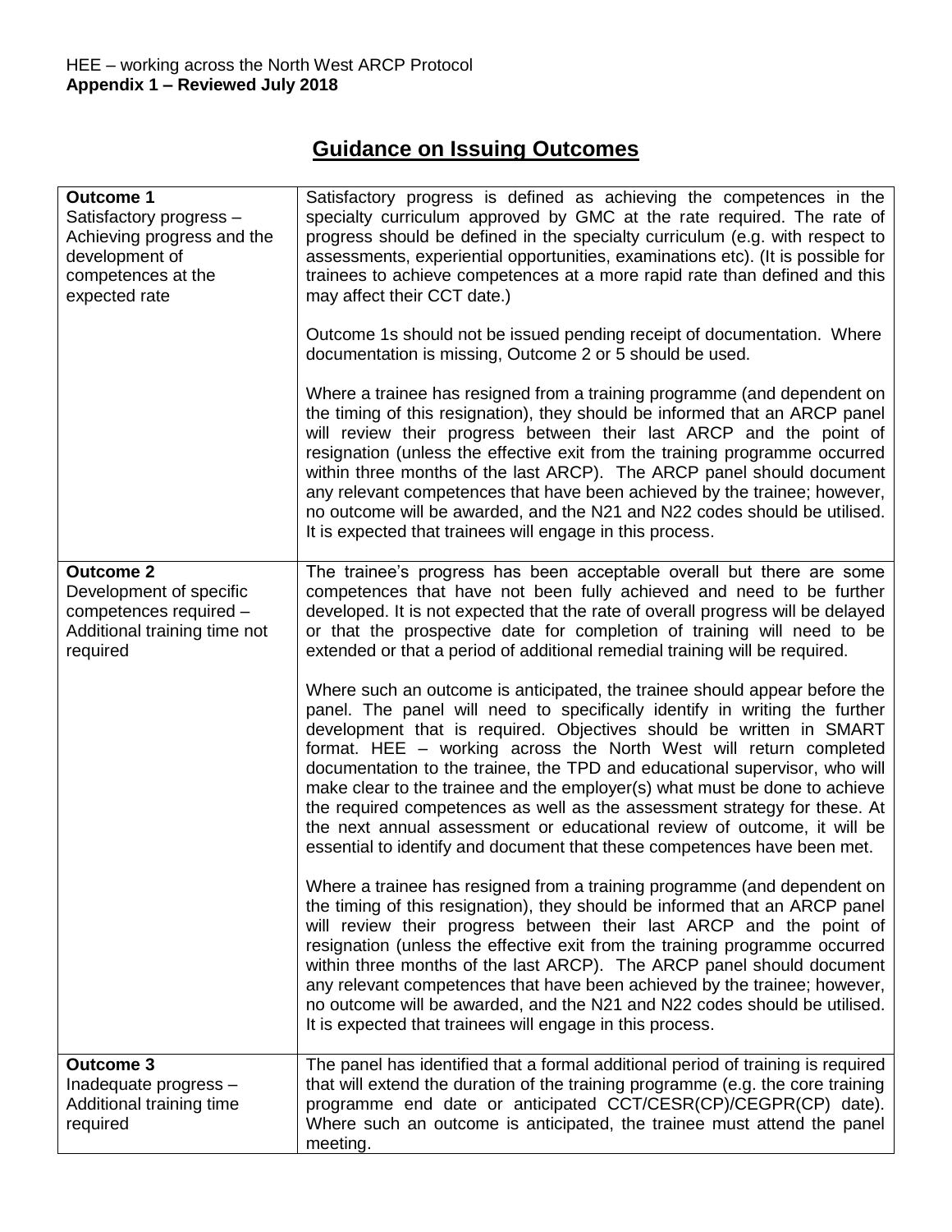HEE – working across the North West ARCP Protocol
**Appendix 1 – Reviewed July 2018**

# Guidance on Issuing Outcomes

| | |
|---|---|
| **Outcome 1**<br>Satisfactory progress – Achieving progress and the development of competences at the expected rate | Satisfactory progress is defined as achieving the competences in the specialty curriculum approved by GMC at the rate required. The rate of progress should be defined in the specialty curriculum (e.g. with respect to assessments, experiential opportunities, examinations etc). (It is possible for trainees to achieve competences at a more rapid rate than defined and this may affect their CCT date.)<br><br>Outcome 1s should not be issued pending receipt of documentation. Where documentation is missing, Outcome 2 or 5 should be used.<br><br>Where a trainee has resigned from a training programme (and dependent on the timing of this resignation), they should be informed that an ARCP panel will review their progress between their last ARCP and the point of resignation (unless the effective exit from the training programme occurred within three months of the last ARCP). The ARCP panel should document any relevant competences that have been achieved by the trainee; however, no outcome will be awarded, and the N21 and N22 codes should be utilised. It is expected that trainees will engage in this process. |
| **Outcome 2**<br>Development of specific competences required – Additional training time not required | The trainee's progress has been acceptable overall but there are some competences that have not been fully achieved and need to be further developed. It is not expected that the rate of overall progress will be delayed or that the prospective date for completion of training will need to be extended or that a period of additional remedial training will be required.<br><br>Where such an outcome is anticipated, the trainee should appear before the panel. The panel will need to specifically identify in writing the further development that is required. Objectives should be written in SMART format. HEE – working across the North West will return completed documentation to the trainee, the TPD and educational supervisor, who will make clear to the trainee and the employer(s) what must be done to achieve the required competences as well as the assessment strategy for these. At the next annual assessment or educational review of outcome, it will be essential to identify and document that these competences have been met.<br><br>Where a trainee has resigned from a training programme (and dependent on the timing of this resignation), they should be informed that an ARCP panel will review their progress between their last ARCP and the point of resignation (unless the effective exit from the training programme occurred within three months of the last ARCP). The ARCP panel should document any relevant competences that have been achieved by the trainee; however, no outcome will be awarded, and the N21 and N22 codes should be utilised. It is expected that trainees will engage in this process. |
| **Outcome 3**<br>Inadequate progress – Additional training time required | The panel has identified that a formal additional period of training is required that will extend the duration of the training programme (e.g. the core training programme end date or anticipated CCT/CESR(CP)/CEGPR(CP) date). Where such an outcome is anticipated, the trainee must attend the panel meeting. |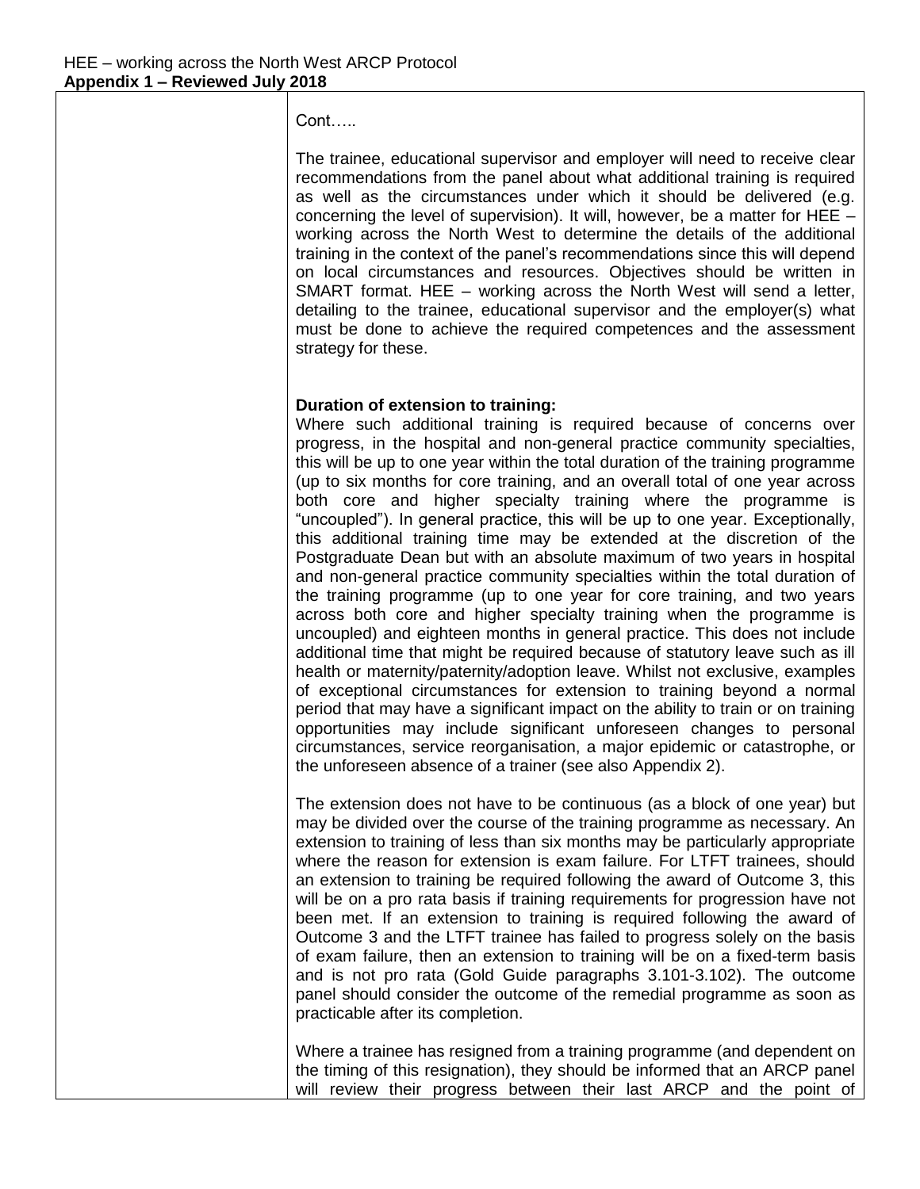Cont…..

The trainee, educational supervisor and employer will need to receive clear recommendations from the panel about what additional training is required as well as the circumstances under which it should be delivered (e.g. concerning the level of supervision). It will, however, be a matter for HEE – working across the North West to determine the details of the additional training in the context of the panel's recommendations since this will depend on local circumstances and resources. Objectives should be written in SMART format. HEE – working across the North West will send a letter, detailing to the trainee, educational supervisor and the employer(s) what must be done to achieve the required competences and the assessment strategy for these.

**Duration of extension to training:**

Where such additional training is required because of concerns over progress, in the hospital and non-general practice community specialties, this will be up to one year within the total duration of the training programme (up to six months for core training, and an overall total of one year across both core and higher specialty training where the programme is "uncoupled"). In general practice, this will be up to one year. Exceptionally, this additional training time may be extended at the discretion of the Postgraduate Dean but with an absolute maximum of two years in hospital and non-general practice community specialties within the total duration of the training programme (up to one year for core training, and two years across both core and higher specialty training when the programme is uncoupled) and eighteen months in general practice. This does not include additional time that might be required because of statutory leave such as ill health or maternity/paternity/adoption leave. Whilst not exclusive, examples of exceptional circumstances for extension to training beyond a normal period that may have a significant impact on the ability to train or on training opportunities may include significant unforeseen changes to personal circumstances, service reorganisation, a major epidemic or catastrophe, or the unforeseen absence of a trainer (see also Appendix 2).

The extension does not have to be continuous (as a block of one year) but may be divided over the course of the training programme as necessary. An extension to training of less than six months may be particularly appropriate where the reason for extension is exam failure. For LTFT trainees, should an extension to training be required following the award of Outcome 3, this will be on a pro rata basis if training requirements for progression have not been met. If an extension to training is required following the award of Outcome 3 and the LTFT trainee has failed to progress solely on the basis of exam failure, then an extension to training will be on a fixed-term basis and is not pro rata (Gold Guide paragraphs 3.101-3.102). The outcome panel should consider the outcome of the remedial programme as soon as practicable after its completion.

Where a trainee has resigned from a training programme (and dependent on the timing of this resignation), they should be informed that an ARCP panel will review their progress between their last ARCP and the point of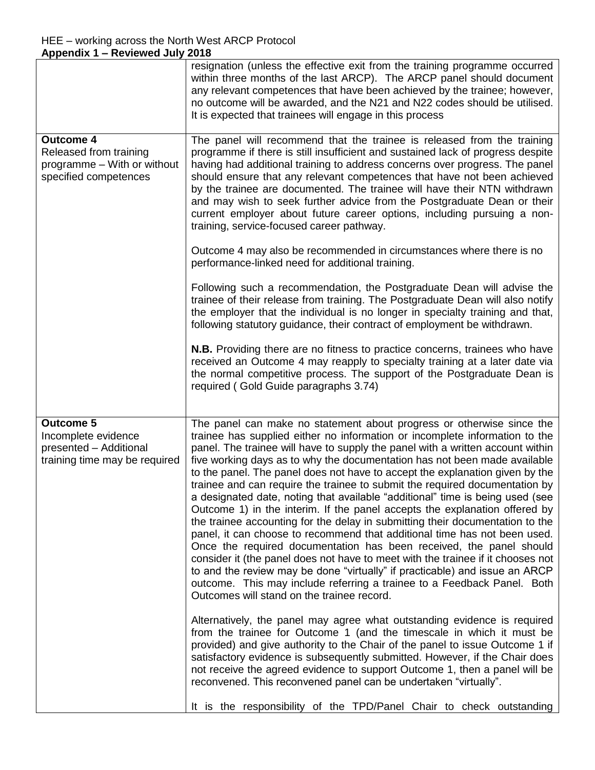| | |
|---|---|
| | resignation (unless the effective exit from the training programme occurred within three months of the last ARCP). The ARCP panel should document any relevant competences that have been achieved by the trainee; however, no outcome will be awarded, and the N21 and N22 codes should be utilised. It is expected that trainees will engage in this process |
| **Outcome 4**<br>Released from training programme – With or without specified competences | The panel will recommend that the trainee is released from the training programme if there is still insufficient and sustained lack of progress despite having had additional training to address concerns over progress. The panel should ensure that any relevant competences that have not been achieved by the trainee are documented. The trainee will have their NTN withdrawn and may wish to seek further advice from the Postgraduate Dean or their current employer about future career options, including pursuing a non-training, service-focused career pathway.<br><br>Outcome 4 may also be recommended in circumstances where there is no performance-linked need for additional training.<br><br>Following such a recommendation, the Postgraduate Dean will advise the trainee of their release from training. The Postgraduate Dean will also notify the employer that the individual is no longer in specialty training and that, following statutory guidance, their contract of employment be withdrawn.<br><br>**N.B.** Providing there are no fitness to practice concerns, trainees who have received an Outcome 4 may reapply to specialty training at a later date via the normal competitive process. The support of the Postgraduate Dean is required ( Gold Guide paragraphs 3.74) |
| **Outcome 5**<br>Incomplete evidence presented – Additional training time may be required | The panel can make no statement about progress or otherwise since the trainee has supplied either no information or incomplete information to the panel. The trainee will have to supply the panel with a written account within five working days as to why the documentation has not been made available to the panel. The panel does not have to accept the explanation given by the trainee and can require the trainee to submit the required documentation by a designated date, noting that available "additional" time is being used (see Outcome 1) in the interim. If the panel accepts the explanation offered by the trainee accounting for the delay in submitting their documentation to the panel, it can choose to recommend that additional time has not been used. Once the required documentation has been received, the panel should consider it (the panel does not have to meet with the trainee if it chooses not to and the review may be done "virtually" if practicable) and issue an ARCP outcome. This may include referring a trainee to a Feedback Panel. Both Outcomes will stand on the trainee record.<br><br>Alternatively, the panel may agree what outstanding evidence is required from the trainee for Outcome 1 (and the timescale in which it must be provided) and give authority to the Chair of the panel to issue Outcome 1 if satisfactory evidence is subsequently submitted. However, if the Chair does not receive the agreed evidence to support Outcome 1, then a panel will be reconvened. This reconvened panel can be undertaken "virtually".<br><br>It is the responsibility of the TPD/Panel Chair to check outstanding |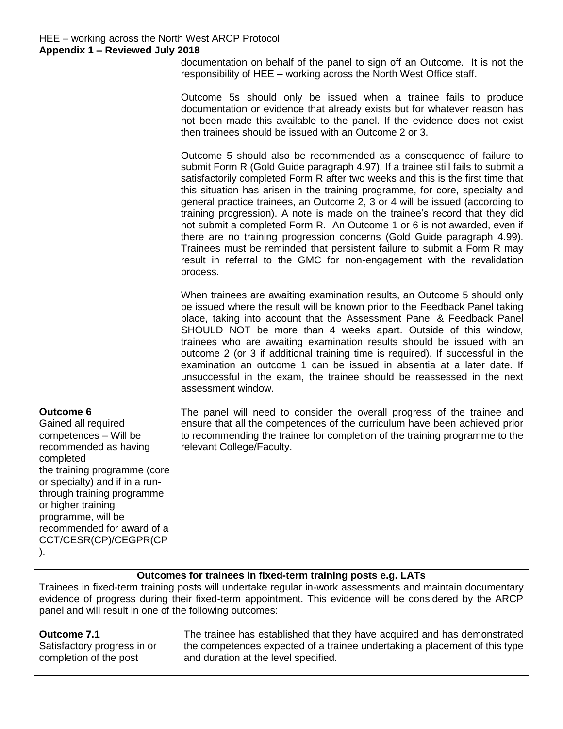| | |
|---|---|
| | documentation on behalf of the panel to sign off an Outcome. It is not the responsibility of HEE – working across the North West Office staff.<br><br>Outcome 5s should only be issued when a trainee fails to produce documentation or evidence that already exists but for whatever reason has not been made this available to the panel. If the evidence does not exist then trainees should be issued with an Outcome 2 or 3.<br><br>Outcome 5 should also be recommended as a consequence of failure to submit Form R (Gold Guide paragraph 4.97). If a trainee still fails to submit a satisfactorily completed Form R after two weeks and this is the first time that this situation has arisen in the training programme, for core, specialty and general practice trainees, an Outcome 2, 3 or 4 will be issued (according to training progression). A note is made on the trainee's record that they did not submit a completed Form R. An Outcome 1 or 6 is not awarded, even if there are no training progression concerns (Gold Guide paragraph 4.99). Trainees must be reminded that persistent failure to submit a Form R may result in referral to the GMC for non-engagement with the revalidation process.<br><br>When trainees are awaiting examination results, an Outcome 5 should only be issued where the result will be known prior to the Feedback Panel taking place, taking into account that the Assessment Panel & Feedback Panel SHOULD NOT be more than 4 weeks apart. Outside of this window, trainees who are awaiting examination results should be issued with an outcome 2 (or 3 if additional training time is required). If successful in the examination an outcome 1 can be issued in absentia at a later date. If unsuccessful in the exam, the trainee should be reassessed in the next assessment window. |
| **Outcome 6**<br>Gained all required competences – Will be recommended as having completed the training programme (core or specialty) and if in a run-through training programme or higher training programme, will be recommended for award of a CCT/CESR(CP)/CEGPR(CP). | The panel will need to consider the overall progress of the trainee and ensure that all the competences of the curriculum have been achieved prior to recommending the trainee for completion of the training programme to the relevant College/Faculty. |

**Outcomes for trainees in fixed-term training posts e.g. LATs**

Trainees in fixed-term training posts will undertake regular in-work assessments and maintain documentary evidence of progress during their fixed-term appointment. This evidence will be considered by the ARCP panel and will result in one of the following outcomes:

| | |
|---|---|
| **Outcome 7.1**<br>Satisfactory progress in or completion of the post | The trainee has established that they have acquired and has demonstrated the competences expected of a trainee undertaking a placement of this type and duration at the level specified. |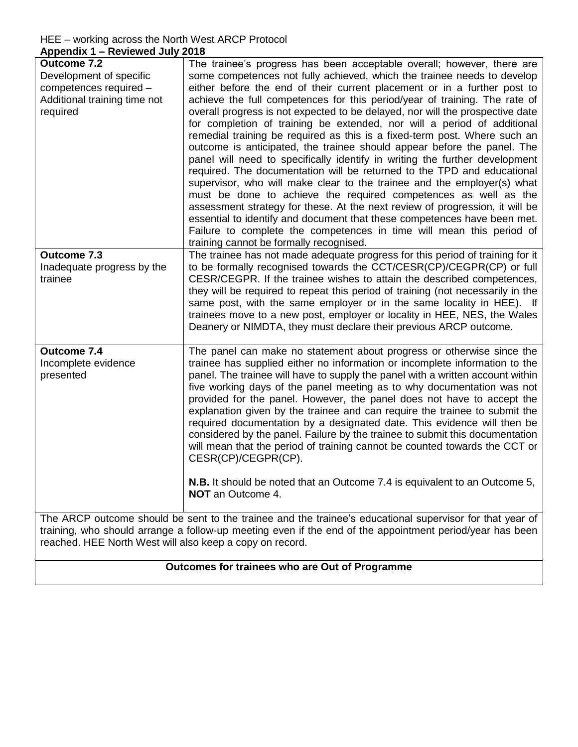| Outcome | Description |
|---|---|
| **Outcome 7.2** Development of specific competences required – Additional training time not required | The trainee's progress has been acceptable overall; however, there are some competences not fully achieved, which the trainee needs to develop either before the end of their current placement or in a further post to achieve the full competences for this period/year of training. The rate of overall progress is not expected to be delayed, nor will the prospective date for completion of training be extended, nor will a period of additional remedial training be required as this is a fixed-term post. Where such an outcome is anticipated, the trainee should appear before the panel. The panel will need to specifically identify in writing the further development required. The documentation will be returned to the TPD and educational supervisor, who will make clear to the trainee and the employer(s) what must be done to achieve the required competences as well as the assessment strategy for these. At the next review of progression, it will be essential to identify and document that these competences have been met. Failure to complete the competences in time will mean this period of training cannot be formally recognised. |
| **Outcome 7.3** Inadequate progress by the trainee | The trainee has not made adequate progress for this period of training for it to be formally recognised towards the CCT/CESR(CP)/CEGPR(CP) or full CESR/CEGPR. If the trainee wishes to attain the described competences, they will be required to repeat this period of training (not necessarily in the same post, with the same employer or in the same locality in HEE). If trainees move to a new post, employer or locality in HEE, NES, the Wales Deanery or NIMDTA, they must declare their previous ARCP outcome. |
| **Outcome 7.4** Incomplete evidence presented | The panel can make no statement about progress or otherwise since the trainee has supplied either no information or incomplete information to the panel. The trainee will have to supply the panel with a written account within five working days of the panel meeting as to why documentation was not provided for the panel. However, the panel does not have to accept the explanation given by the trainee and can require the trainee to submit the required documentation by a designated date. This evidence will then be considered by the panel. Failure by the trainee to submit this documentation will mean that the period of training cannot be counted towards the CCT or CESR(CP)/CEGPR(CP).<br><br>**N.B.** It should be noted that an Outcome 7.4 is equivalent to an Outcome 5, **NOT** an Outcome 4. |

The ARCP outcome should be sent to the trainee and the trainee's educational supervisor for that year of training, who should arrange a follow-up meeting even if the end of the appointment period/year has been reached. HEE North West will also keep a copy on record.

**Outcomes for trainees who are Out of Programme**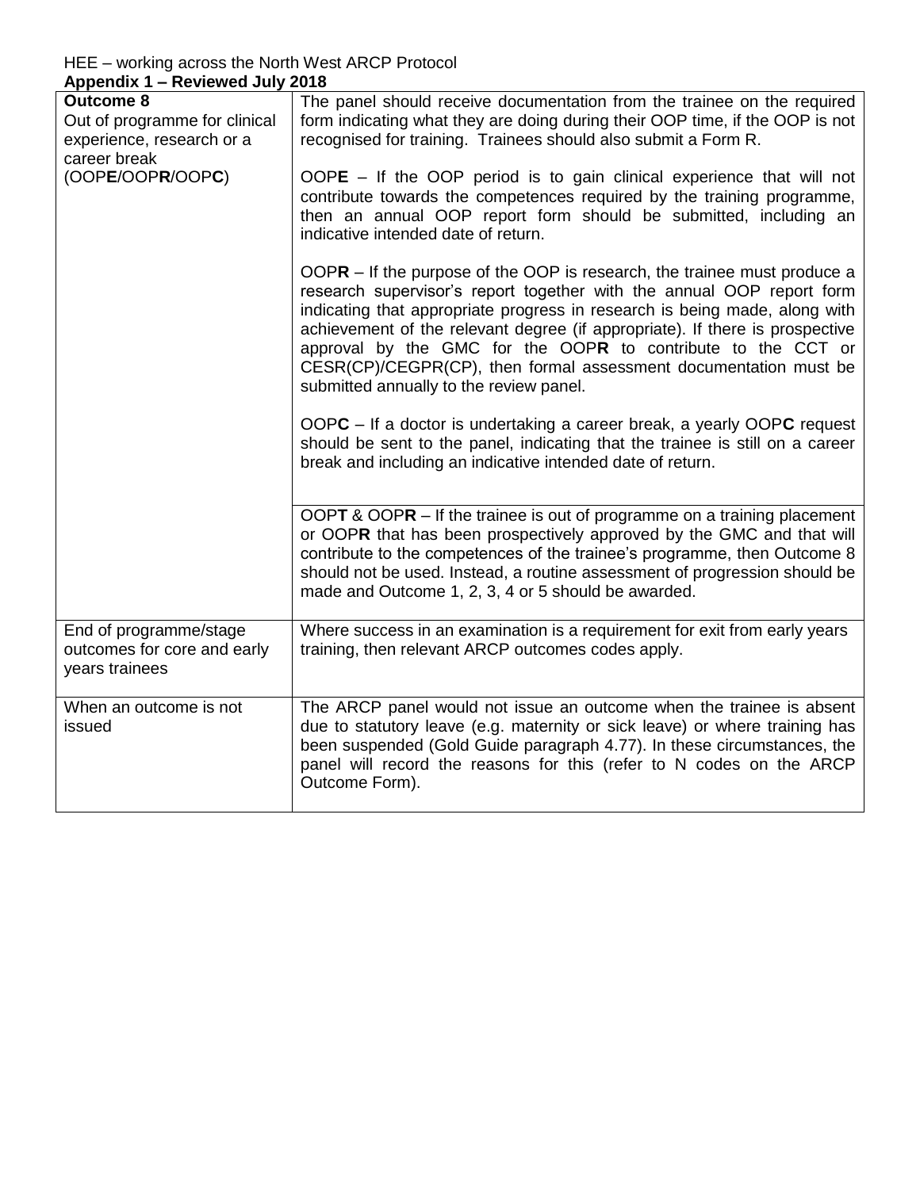| | |
|---|---|
| **Outcome 8**<br>Out of programme for clinical experience, research or a career break<br>(OOP**E**/OOP**R**/OOP**C**) | The panel should receive documentation from the trainee on the required form indicating what they are doing during their OOP time, if the OOP is not recognised for training. Trainees should also submit a Form R.<br><br>OOP**E** – If the OOP period is to gain clinical experience that will not contribute towards the competences required by the training programme, then an annual OOP report form should be submitted, including an indicative intended date of return.<br><br>OOP**R** – If the purpose of the OOP is research, the trainee must produce a research supervisor's report together with the annual OOP report form indicating that appropriate progress in research is being made, along with achievement of the relevant degree (if appropriate). If there is prospective approval by the GMC for the OOP**R** to contribute to the CCT or CESR(CP)/CEGPR(CP), then formal assessment documentation must be submitted annually to the review panel.<br><br>OOP**C** – If a doctor is undertaking a career break, a yearly OOP**C** request should be sent to the panel, indicating that the trainee is still on a career break and including an indicative intended date of return. |
| | OOP**T** & OOP**R** – If the trainee is out of programme on a training placement or OOP**R** that has been prospectively approved by the GMC and that will contribute to the competences of the trainee's programme, then Outcome 8 should not be used. Instead, a routine assessment of progression should be made and Outcome 1, 2, 3, 4 or 5 should be awarded. |
| End of programme/stage outcomes for core and early years trainees | Where success in an examination is a requirement for exit from early years training, then relevant ARCP outcomes codes apply. |
| When an outcome is not issued | The ARCP panel would not issue an outcome when the trainee is absent due to statutory leave (e.g. maternity or sick leave) or where training has been suspended (Gold Guide paragraph 4.77). In these circumstances, the panel will record the reasons for this (refer to N codes on the ARCP Outcome Form). |